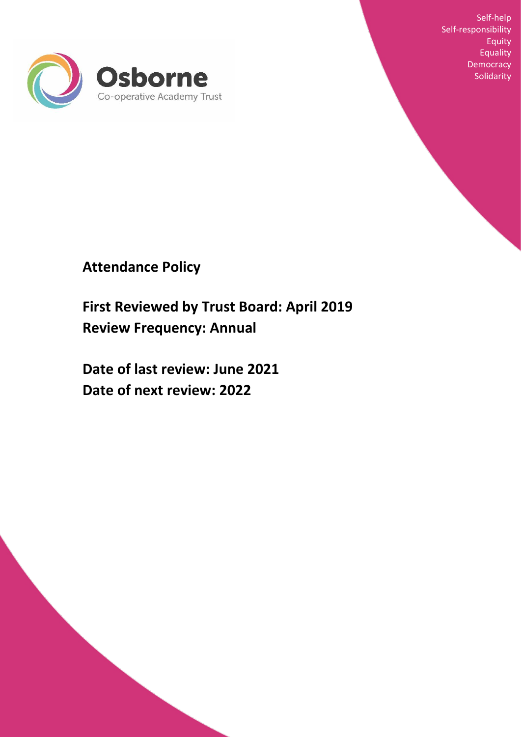Self-help
Self-responsibility
Equity
Equality
Democracy
Solidarity

Osborne
Co-operative Academy Trust

# Attendance Policy

## First Reviewed by Trust Board: April 2019
## Review Frequency: Annual

## Date of last review: June 2021
## Date of next review: 2022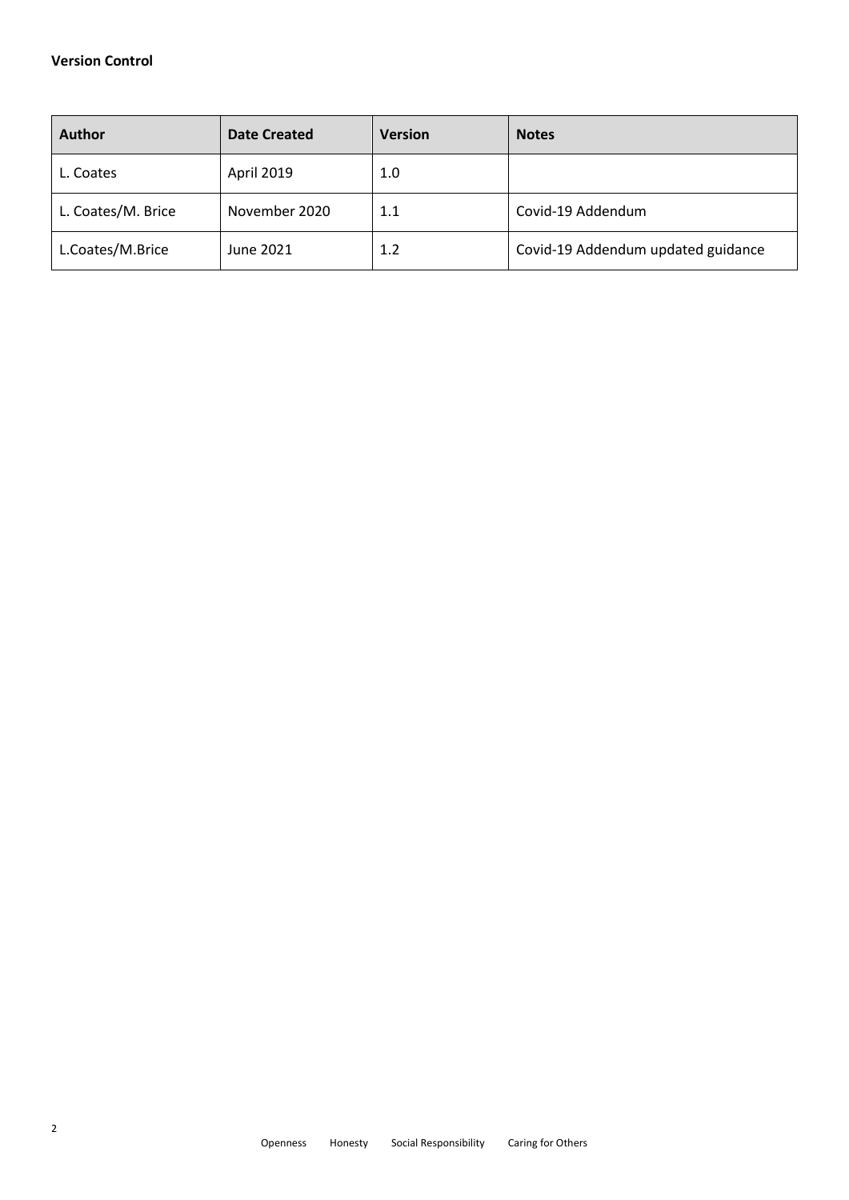**Version Control**

| Author | Date Created | Version | Notes |
|---|---|---|---|
| L. Coates | April 2019 | 1.0 | |
| L. Coates/M. Brice | November 2020 | 1.1 | Covid-19 Addendum |
| L.Coates/M.Brice | June 2021 | 1.2 | Covid-19 Addendum updated guidance |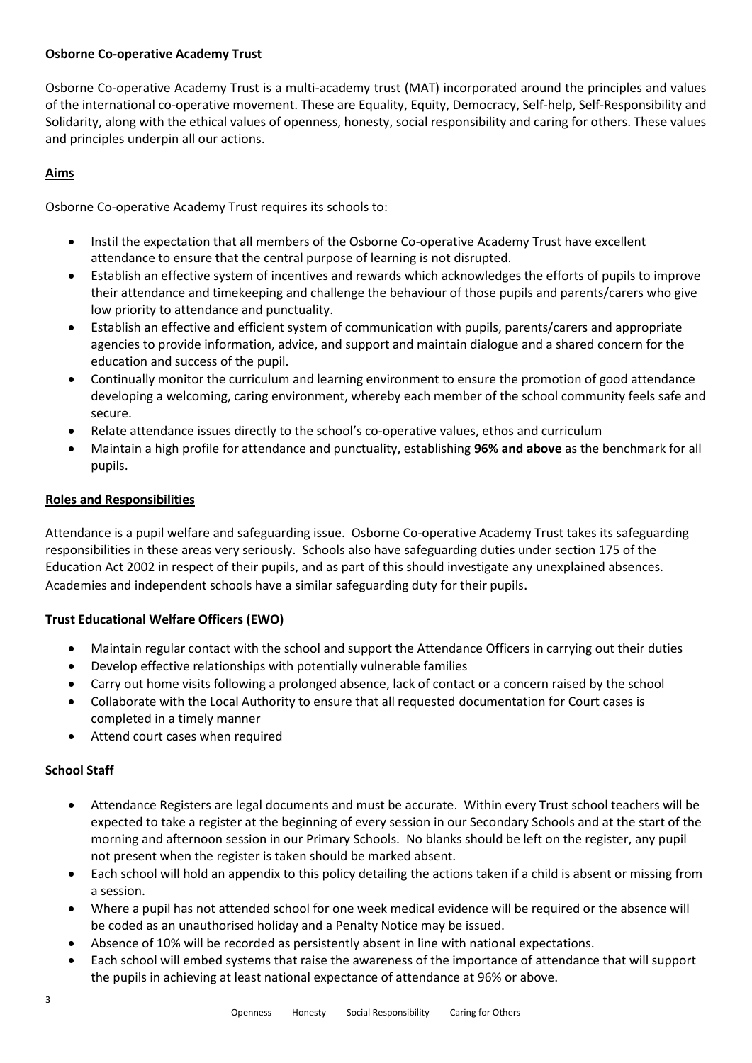**Osborne Co-operative Academy Trust**

Osborne Co-operative Academy Trust is a multi-academy trust (MAT) incorporated around the principles and values of the international co-operative movement. These are Equality, Equity, Democracy, Self-help, Self-Responsibility and Solidarity, along with the ethical values of openness, honesty, social responsibility and caring for others. These values and principles underpin all our actions.

## Aims

Osborne Co-operative Academy Trust requires its schools to:

- Instil the expectation that all members of the Osborne Co-operative Academy Trust have excellent attendance to ensure that the central purpose of learning is not disrupted.
- Establish an effective system of incentives and rewards which acknowledges the efforts of pupils to improve their attendance and timekeeping and challenge the behaviour of those pupils and parents/carers who give low priority to attendance and punctuality.
- Establish an effective and efficient system of communication with pupils, parents/carers and appropriate agencies to provide information, advice, and support and maintain dialogue and a shared concern for the education and success of the pupil.
- Continually monitor the curriculum and learning environment to ensure the promotion of good attendance developing a welcoming, caring environment, whereby each member of the school community feels safe and secure.
- Relate attendance issues directly to the school's co-operative values, ethos and curriculum
- Maintain a high profile for attendance and punctuality, establishing **96% and above** as the benchmark for all pupils.

## Roles and Responsibilities

Attendance is a pupil welfare and safeguarding issue. Osborne Co-operative Academy Trust takes its safeguarding responsibilities in these areas very seriously. Schools also have safeguarding duties under section 175 of the Education Act 2002 in respect of their pupils, and as part of this should investigate any unexplained absences. Academies and independent schools have a similar safeguarding duty for their pupils.

### Trust Educational Welfare Officers (EWO)

- Maintain regular contact with the school and support the Attendance Officers in carrying out their duties
- Develop effective relationships with potentially vulnerable families
- Carry out home visits following a prolonged absence, lack of contact or a concern raised by the school
- Collaborate with the Local Authority to ensure that all requested documentation for Court cases is completed in a timely manner
- Attend court cases when required

### School Staff

- Attendance Registers are legal documents and must be accurate. Within every Trust school teachers will be expected to take a register at the beginning of every session in our Secondary Schools and at the start of the morning and afternoon session in our Primary Schools. No blanks should be left on the register, any pupil not present when the register is taken should be marked absent.
- Each school will hold an appendix to this policy detailing the actions taken if a child is absent or missing from a session.
- Where a pupil has not attended school for one week medical evidence will be required or the absence will be coded as an unauthorised holiday and a Penalty Notice may be issued.
- Absence of 10% will be recorded as persistently absent in line with national expectations.
- Each school will embed systems that raise the awareness of the importance of attendance that will support the pupils in achieving at least national expectance of attendance at 96% or above.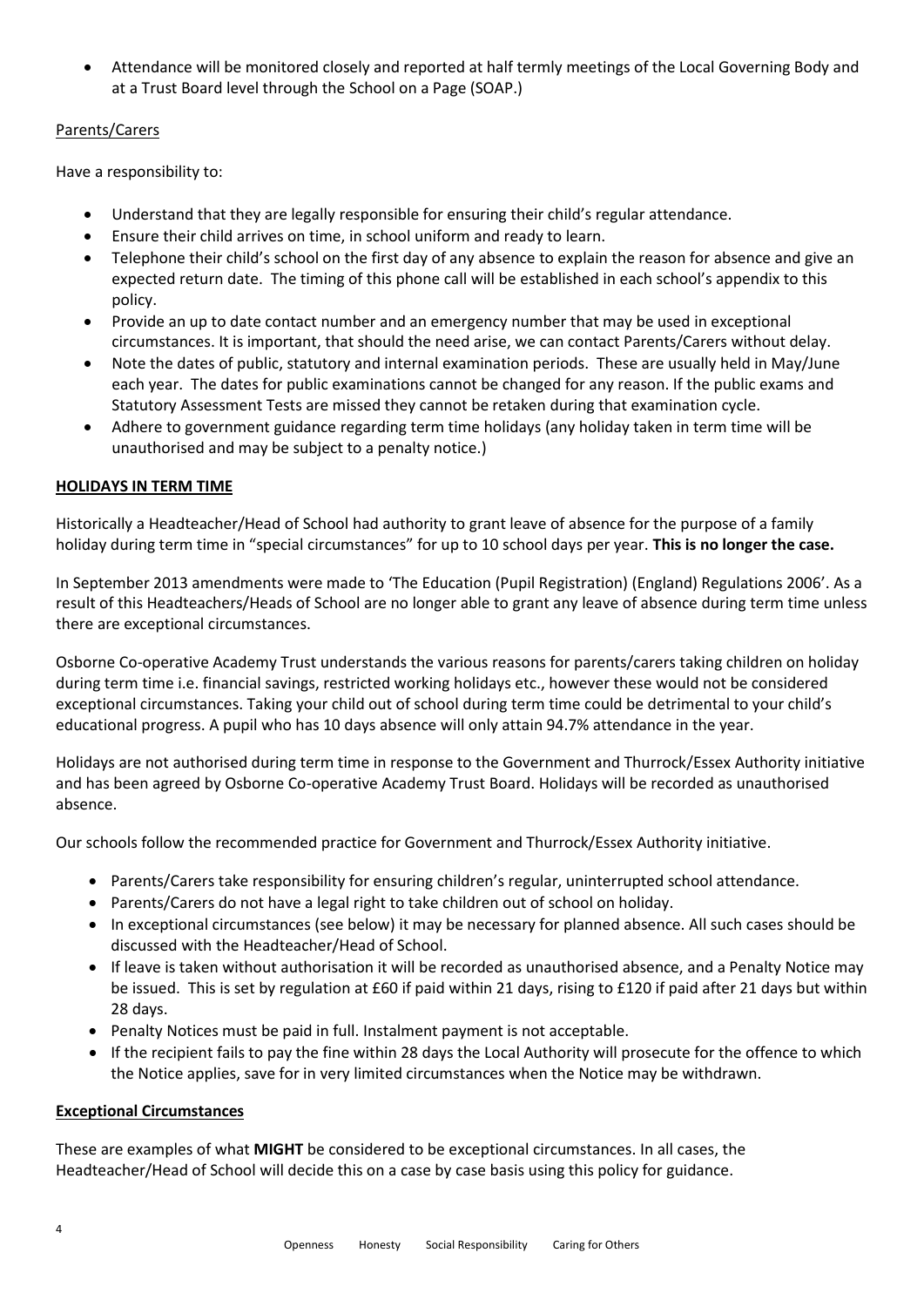- Attendance will be monitored closely and reported at half termly meetings of the Local Governing Body and at a Trust Board level through the School on a Page (SOAP.)

Parents/Carers

Have a responsibility to:

- Understand that they are legally responsible for ensuring their child's regular attendance.
- Ensure their child arrives on time, in school uniform and ready to learn.
- Telephone their child's school on the first day of any absence to explain the reason for absence and give an expected return date. The timing of this phone call will be established in each school's appendix to this policy.
- Provide an up to date contact number and an emergency number that may be used in exceptional circumstances. It is important, that should the need arise, we can contact Parents/Carers without delay.
- Note the dates of public, statutory and internal examination periods. These are usually held in May/June each year. The dates for public examinations cannot be changed for any reason. If the public exams and Statutory Assessment Tests are missed they cannot be retaken during that examination cycle.
- Adhere to government guidance regarding term time holidays (any holiday taken in term time will be unauthorised and may be subject to a penalty notice.)

## HOLIDAYS IN TERM TIME

Historically a Headteacher/Head of School had authority to grant leave of absence for the purpose of a family holiday during term time in "special circumstances" for up to 10 school days per year. **This is no longer the case.**

In September 2013 amendments were made to 'The Education (Pupil Registration) (England) Regulations 2006'. As a result of this Headteachers/Heads of School are no longer able to grant any leave of absence during term time unless there are exceptional circumstances.

Osborne Co-operative Academy Trust understands the various reasons for parents/carers taking children on holiday during term time i.e. financial savings, restricted working holidays etc., however these would not be considered exceptional circumstances. Taking your child out of school during term time could be detrimental to your child's educational progress. A pupil who has 10 days absence will only attain 94.7% attendance in the year.

Holidays are not authorised during term time in response to the Government and Thurrock/Essex Authority initiative and has been agreed by Osborne Co-operative Academy Trust Board. Holidays will be recorded as unauthorised absence.

Our schools follow the recommended practice for Government and Thurrock/Essex Authority initiative.

- Parents/Carers take responsibility for ensuring children's regular, uninterrupted school attendance.
- Parents/Carers do not have a legal right to take children out of school on holiday.
- In exceptional circumstances (see below) it may be necessary for planned absence. All such cases should be discussed with the Headteacher/Head of School.
- If leave is taken without authorisation it will be recorded as unauthorised absence, and a Penalty Notice may be issued. This is set by regulation at £60 if paid within 21 days, rising to £120 if paid after 21 days but within 28 days.
- Penalty Notices must be paid in full. Instalment payment is not acceptable.
- If the recipient fails to pay the fine within 28 days the Local Authority will prosecute for the offence to which the Notice applies, save for in very limited circumstances when the Notice may be withdrawn.

## Exceptional Circumstances

These are examples of what **MIGHT** be considered to be exceptional circumstances. In all cases, the Headteacher/Head of School will decide this on a case by case basis using this policy for guidance.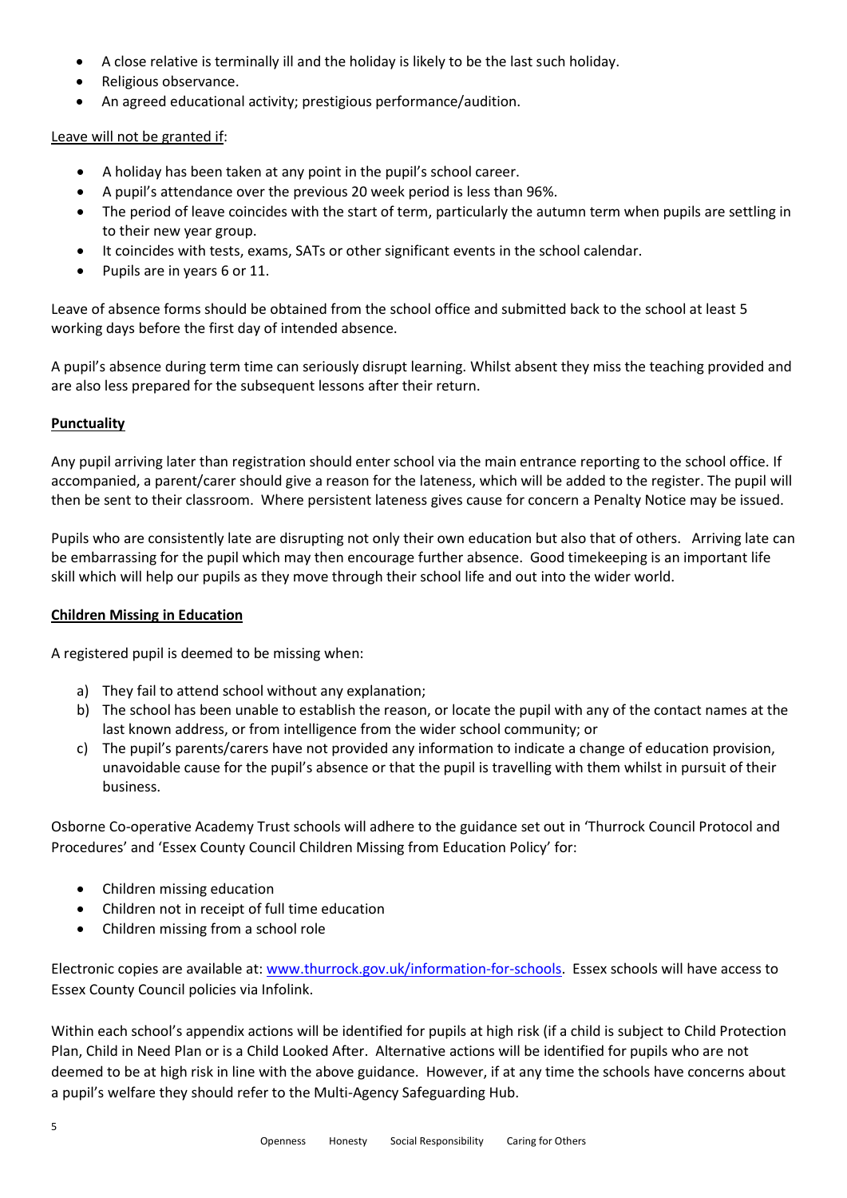- A close relative is terminally ill and the holiday is likely to be the last such holiday.
- Religious observance.
- An agreed educational activity; prestigious performance/audition.

Leave will not be granted if:

- A holiday has been taken at any point in the pupil's school career.
- A pupil's attendance over the previous 20 week period is less than 96%.
- The period of leave coincides with the start of term, particularly the autumn term when pupils are settling in to their new year group.
- It coincides with tests, exams, SATs or other significant events in the school calendar.
- Pupils are in years 6 or 11.

Leave of absence forms should be obtained from the school office and submitted back to the school at least 5 working days before the first day of intended absence.

A pupil's absence during term time can seriously disrupt learning. Whilst absent they miss the teaching provided and are also less prepared for the subsequent lessons after their return.

**Punctuality**

Any pupil arriving later than registration should enter school via the main entrance reporting to the school office. If accompanied, a parent/carer should give a reason for the lateness, which will be added to the register. The pupil will then be sent to their classroom. Where persistent lateness gives cause for concern a Penalty Notice may be issued.

Pupils who are consistently late are disrupting not only their own education but also that of others. Arriving late can be embarrassing for the pupil which may then encourage further absence. Good timekeeping is an important life skill which will help our pupils as they move through their school life and out into the wider world.

**Children Missing in Education**

A registered pupil is deemed to be missing when:

a) They fail to attend school without any explanation;
b) The school has been unable to establish the reason, or locate the pupil with any of the contact names at the last known address, or from intelligence from the wider school community; or
c) The pupil's parents/carers have not provided any information to indicate a change of education provision, unavoidable cause for the pupil's absence or that the pupil is travelling with them whilst in pursuit of their business.

Osborne Co-operative Academy Trust schools will adhere to the guidance set out in 'Thurrock Council Protocol and Procedures' and 'Essex County Council Children Missing from Education Policy' for:

- Children missing education
- Children not in receipt of full time education
- Children missing from a school role

Electronic copies are available at: www.thurrock.gov.uk/information-for-schools. Essex schools will have access to Essex County Council policies via Infolink.

Within each school's appendix actions will be identified for pupils at high risk (if a child is subject to Child Protection Plan, Child in Need Plan or is a Child Looked After. Alternative actions will be identified for pupils who are not deemed to be at high risk in line with the above guidance. However, if at any time the schools have concerns about a pupil's welfare they should refer to the Multi-Agency Safeguarding Hub.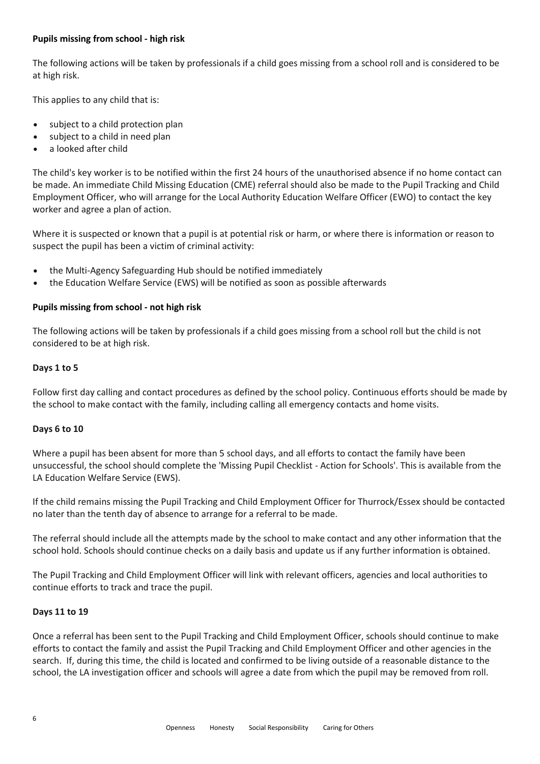**Pupils missing from school - high risk**

The following actions will be taken by professionals if a child goes missing from a school roll and is considered to be at high risk.

This applies to any child that is:

- subject to a child protection plan
- subject to a child in need plan
- a looked after child

The child's key worker is to be notified within the first 24 hours of the unauthorised absence if no home contact can be made. An immediate Child Missing Education (CME) referral should also be made to the Pupil Tracking and Child Employment Officer, who will arrange for the Local Authority Education Welfare Officer (EWO) to contact the key worker and agree a plan of action.

Where it is suspected or known that a pupil is at potential risk or harm, or where there is information or reason to suspect the pupil has been a victim of criminal activity:

- the Multi-Agency Safeguarding Hub should be notified immediately
- the Education Welfare Service (EWS) will be notified as soon as possible afterwards

**Pupils missing from school - not high risk**

The following actions will be taken by professionals if a child goes missing from a school roll but the child is not considered to be at high risk.

**Days 1 to 5**

Follow first day calling and contact procedures as defined by the school policy. Continuous efforts should be made by the school to make contact with the family, including calling all emergency contacts and home visits.

**Days 6 to 10**

Where a pupil has been absent for more than 5 school days, and all efforts to contact the family have been unsuccessful, the school should complete the 'Missing Pupil Checklist - Action for Schools'. This is available from the LA Education Welfare Service (EWS).

If the child remains missing the Pupil Tracking and Child Employment Officer for Thurrock/Essex should be contacted no later than the tenth day of absence to arrange for a referral to be made.

The referral should include all the attempts made by the school to make contact and any other information that the school hold. Schools should continue checks on a daily basis and update us if any further information is obtained.

The Pupil Tracking and Child Employment Officer will link with relevant officers, agencies and local authorities to continue efforts to track and trace the pupil.

**Days 11 to 19**

Once a referral has been sent to the Pupil Tracking and Child Employment Officer, schools should continue to make efforts to contact the family and assist the Pupil Tracking and Child Employment Officer and other agencies in the search. If, during this time, the child is located and confirmed to be living outside of a reasonable distance to the school, the LA investigation officer and schools will agree a date from which the pupil may be removed from roll.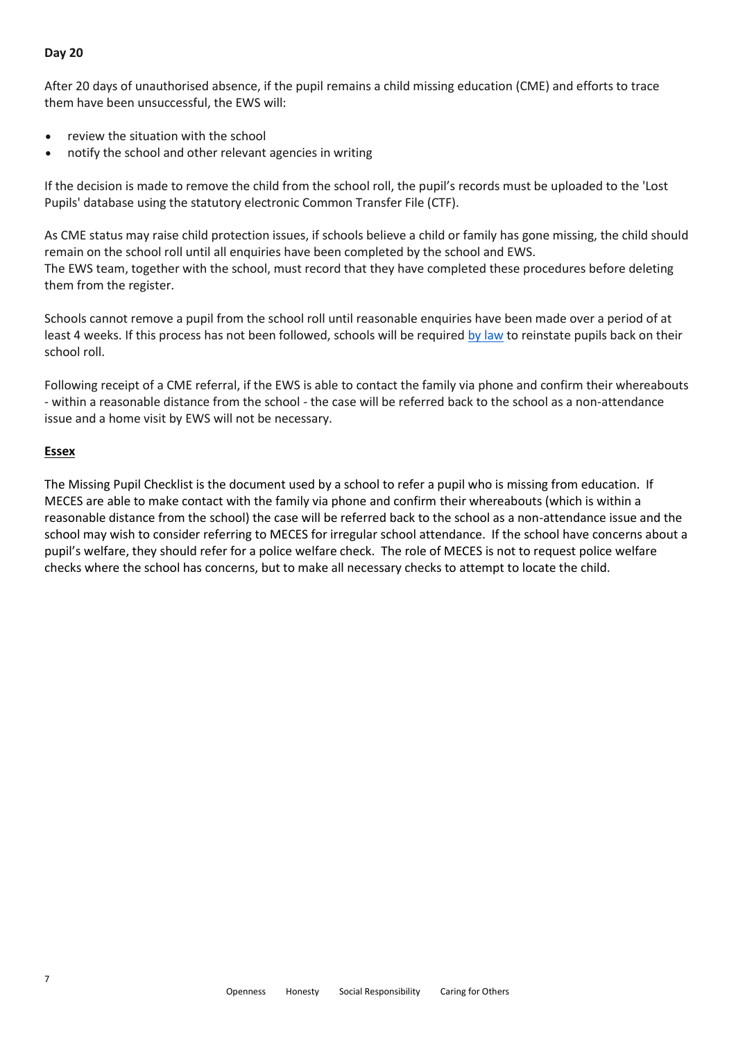**Day 20**

After 20 days of unauthorised absence, if the pupil remains a child missing education (CME) and efforts to trace them have been unsuccessful, the EWS will:

- review the situation with the school
- notify the school and other relevant agencies in writing

If the decision is made to remove the child from the school roll, the pupil's records must be uploaded to the 'Lost Pupils' database using the statutory electronic Common Transfer File (CTF).

As CME status may raise child protection issues, if schools believe a child or family has gone missing, the child should remain on the school roll until all enquiries have been completed by the school and EWS.
The EWS team, together with the school, must record that they have completed these procedures before deleting them from the register.

Schools cannot remove a pupil from the school roll until reasonable enquiries have been made over a period of at least 4 weeks. If this process has not been followed, schools will be required by law to reinstate pupils back on their school roll.

Following receipt of a CME referral, if the EWS is able to contact the family via phone and confirm their whereabouts - within a reasonable distance from the school - the case will be referred back to the school as a non-attendance issue and a home visit by EWS will not be necessary.

**Essex**

The Missing Pupil Checklist is the document used by a school to refer a pupil who is missing from education. If MECES are able to make contact with the family via phone and confirm their whereabouts (which is within a reasonable distance from the school) the case will be referred back to the school as a non-attendance issue and the school may wish to consider referring to MECES for irregular school attendance. If the school have concerns about a pupil's welfare, they should refer for a police welfare check. The role of MECES is not to request police welfare checks where the school has concerns, but to make all necessary checks to attempt to locate the child.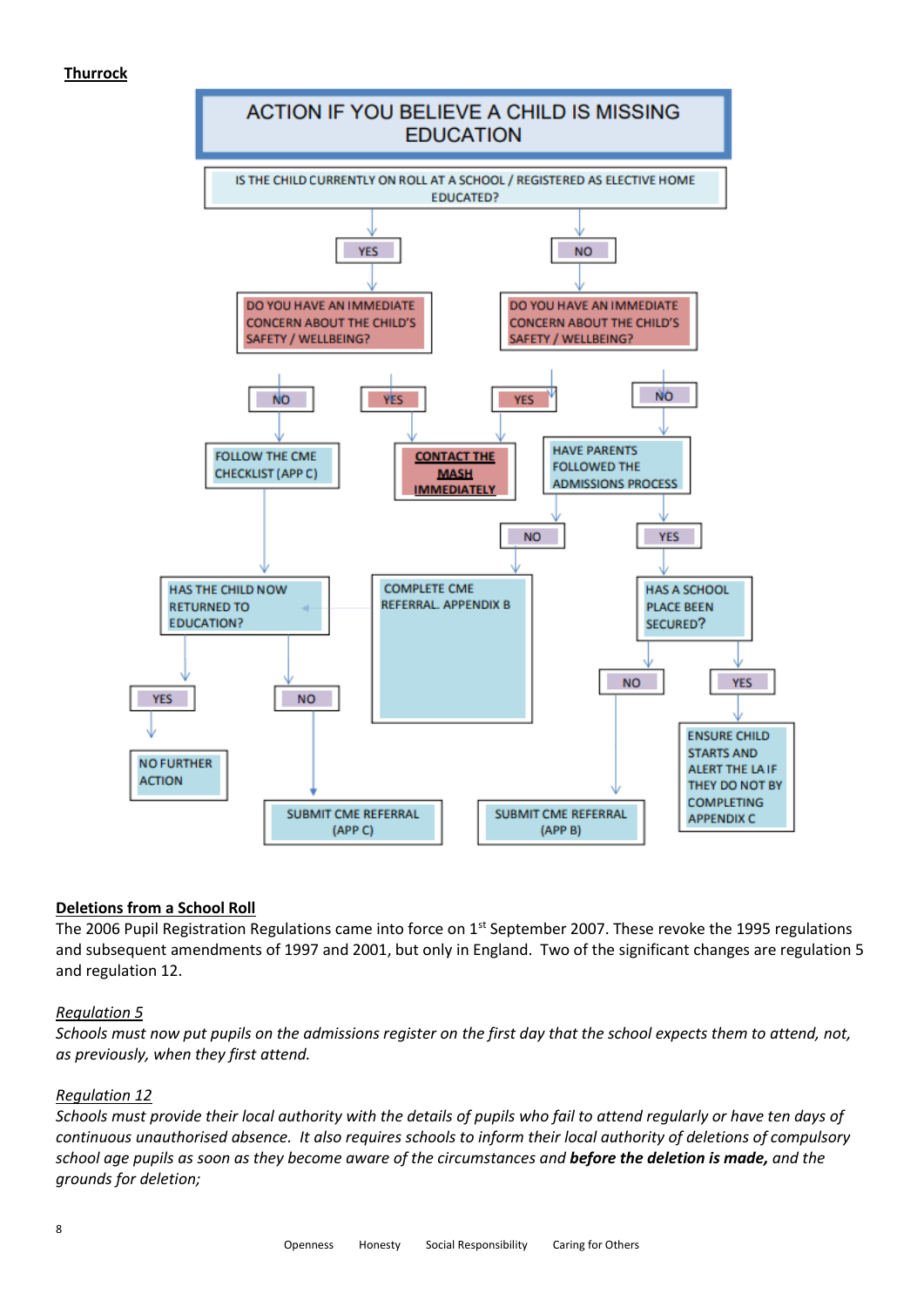**Thurrock**

ACTION IF YOU BELIEVE A CHILD IS MISSING EDUCATION

IS THE CHILD CURRENTLY ON ROLL AT A SCHOOL / REGISTERED AS ELECTIVE HOME EDUCATED?

YES

NO

DO YOU HAVE AN IMMEDIATE CONCERN ABOUT THE CHILD'S SAFETY / WELLBEING?

DO YOU HAVE AN IMMEDIATE CONCERN ABOUT THE CHILD'S SAFETY / WELLBEING?

NO

YES

YES

NO

FOLLOW THE CME CHECKLIST (APP C)

CONTACT THE MASH IMMEDIATELY

HAVE PARENTS FOLLOWED THE ADMISSIONS PROCESS

NO

YES

HAS THE CHILD NOW RETURNED TO EDUCATION?

COMPLETE CME REFERRAL. APPENDIX B

HAS A SCHOOL PLACE BEEN SECURED?

YES

NO

NO

YES

NO FURTHER ACTION

SUBMIT CME REFERRAL (APP C)

SUBMIT CME REFERRAL (APP B)

ENSURE CHILD STARTS AND ALERT THE LA IF THEY DO NOT BY COMPLETING APPENDIX C

**Deletions from a School Roll**

The 2006 Pupil Registration Regulations came into force on 1st September 2007. These revoke the 1995 regulations and subsequent amendments of 1997 and 2001, but only in England. Two of the significant changes are regulation 5 and regulation 12.

*Regulation 5*

*Schools must now put pupils on the admissions register on the first day that the school expects them to attend, not, as previously, when they first attend.*

*Regulation 12*

*Schools must provide their local authority with the details of pupils who fail to attend regularly or have ten days of continuous unauthorised absence. It also requires schools to inform their local authority of deletions of compulsory school age pupils as soon as they become aware of the circumstances and* ***before the deletion is made,*** *and the grounds for deletion;*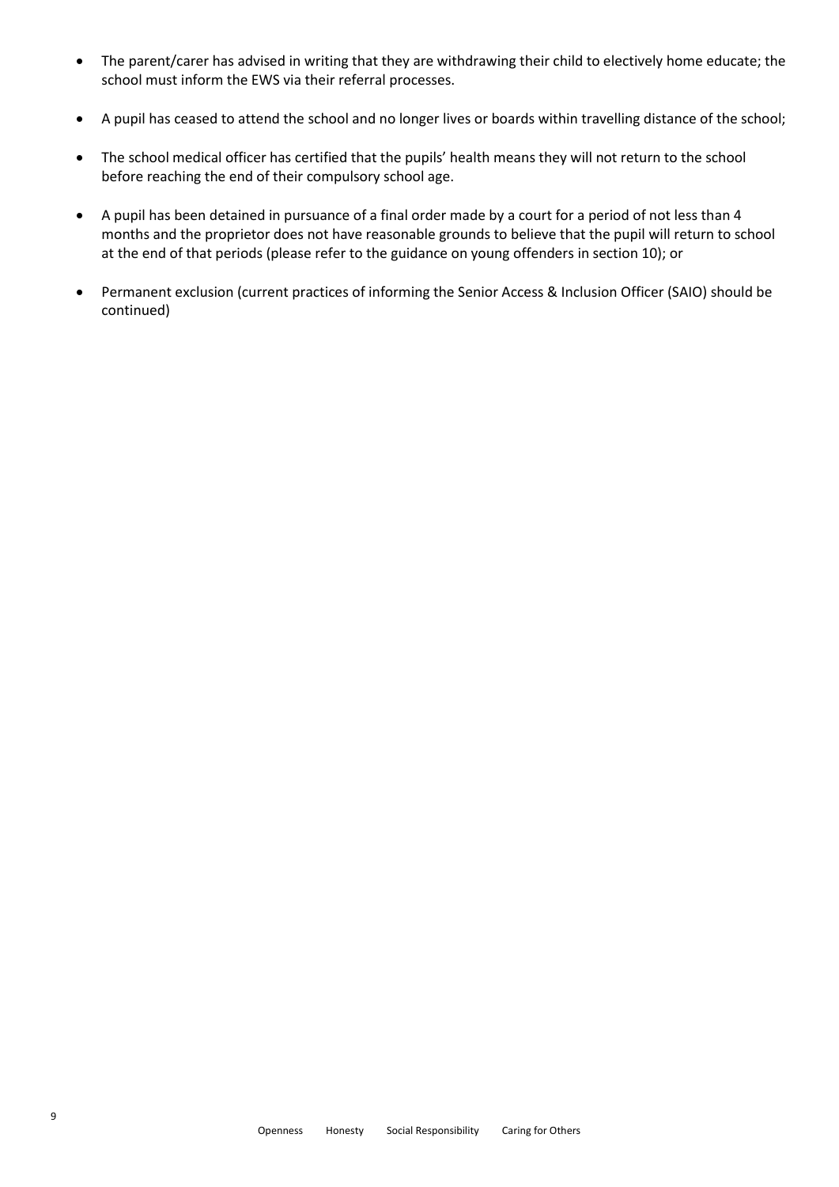- The parent/carer has advised in writing that they are withdrawing their child to electively home educate; the school must inform the EWS via their referral processes.
- A pupil has ceased to attend the school and no longer lives or boards within travelling distance of the school;
- The school medical officer has certified that the pupils' health means they will not return to the school before reaching the end of their compulsory school age.
- A pupil has been detained in pursuance of a final order made by a court for a period of not less than 4 months and the proprietor does not have reasonable grounds to believe that the pupil will return to school at the end of that periods (please refer to the guidance on young offenders in section 10); or
- Permanent exclusion (current practices of informing the Senior Access & Inclusion Officer (SAIO) should be continued)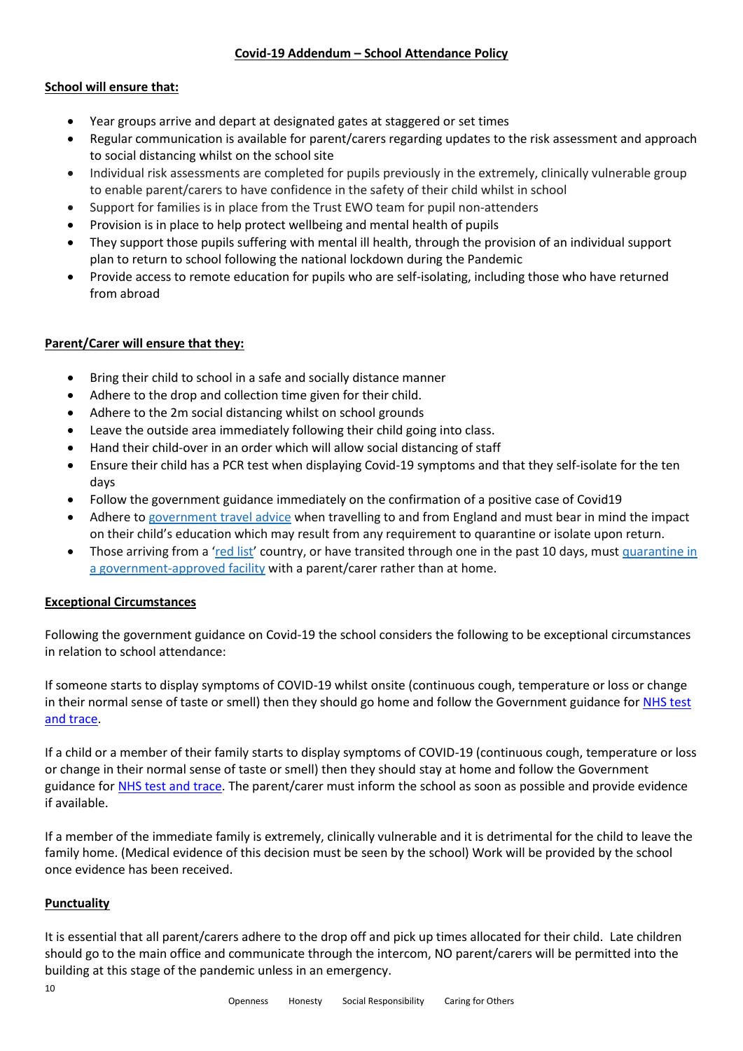## Covid-19 Addendum – School Attendance Policy

**School will ensure that:**

- Year groups arrive and depart at designated gates at staggered or set times
- Regular communication is available for parent/carers regarding updates to the risk assessment and approach to social distancing whilst on the school site
- Individual risk assessments are completed for pupils previously in the extremely, clinically vulnerable group to enable parent/carers to have confidence in the safety of their child whilst in school
- Support for families is in place from the Trust EWO team for pupil non-attenders
- Provision is in place to help protect wellbeing and mental health of pupils
- They support those pupils suffering with mental ill health, through the provision of an individual support plan to return to school following the national lockdown during the Pandemic
- Provide access to remote education for pupils who are self-isolating, including those who have returned from abroad

**Parent/Carer will ensure that they:**

- Bring their child to school in a safe and socially distance manner
- Adhere to the drop and collection time given for their child.
- Adhere to the 2m social distancing whilst on school grounds
- Leave the outside area immediately following their child going into class.
- Hand their child-over in an order which will allow social distancing of staff
- Ensure their child has a PCR test when displaying Covid-19 symptoms and that they self-isolate for the ten days
- Follow the government guidance immediately on the confirmation of a positive case of Covid19
- Adhere to government travel advice when travelling to and from England and must bear in mind the impact on their child's education which may result from any requirement to quarantine or isolate upon return.
- Those arriving from a 'red list' country, or have transited through one in the past 10 days, must quarantine in a government-approved facility with a parent/carer rather than at home.

**Exceptional Circumstances**

Following the government guidance on Covid-19 the school considers the following to be exceptional circumstances in relation to school attendance:

If someone starts to display symptoms of COVID-19 whilst onsite (continuous cough, temperature or loss or change in their normal sense of taste or smell) then they should go home and follow the Government guidance for NHS test and trace.

If a child or a member of their family starts to display symptoms of COVID-19 (continuous cough, temperature or loss or change in their normal sense of taste or smell) then they should stay at home and follow the Government guidance for NHS test and trace. The parent/carer must inform the school as soon as possible and provide evidence if available.

If a member of the immediate family is extremely, clinically vulnerable and it is detrimental for the child to leave the family home. (Medical evidence of this decision must be seen by the school) Work will be provided by the school once evidence has been received.

**Punctuality**

It is essential that all parent/carers adhere to the drop off and pick up times allocated for their child. Late children should go to the main office and communicate through the intercom, NO parent/carers will be permitted into the building at this stage of the pandemic unless in an emergency.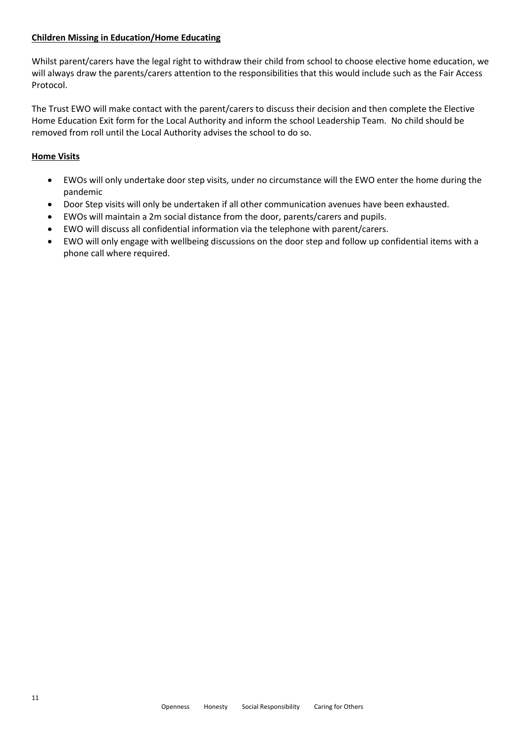**Children Missing in Education/Home Educating**

Whilst parent/carers have the legal right to withdraw their child from school to choose elective home education, we will always draw the parents/carers attention to the responsibilities that this would include such as the Fair Access Protocol.

The Trust EWO will make contact with the parent/carers to discuss their decision and then complete the Elective Home Education Exit form for the Local Authority and inform the school Leadership Team. No child should be removed from roll until the Local Authority advises the school to do so.

**Home Visits**

- EWOs will only undertake door step visits, under no circumstance will the EWO enter the home during the pandemic
- Door Step visits will only be undertaken if all other communication avenues have been exhausted.
- EWOs will maintain a 2m social distance from the door, parents/carers and pupils.
- EWO will discuss all confidential information via the telephone with parent/carers.
- EWO will only engage with wellbeing discussions on the door step and follow up confidential items with a phone call where required.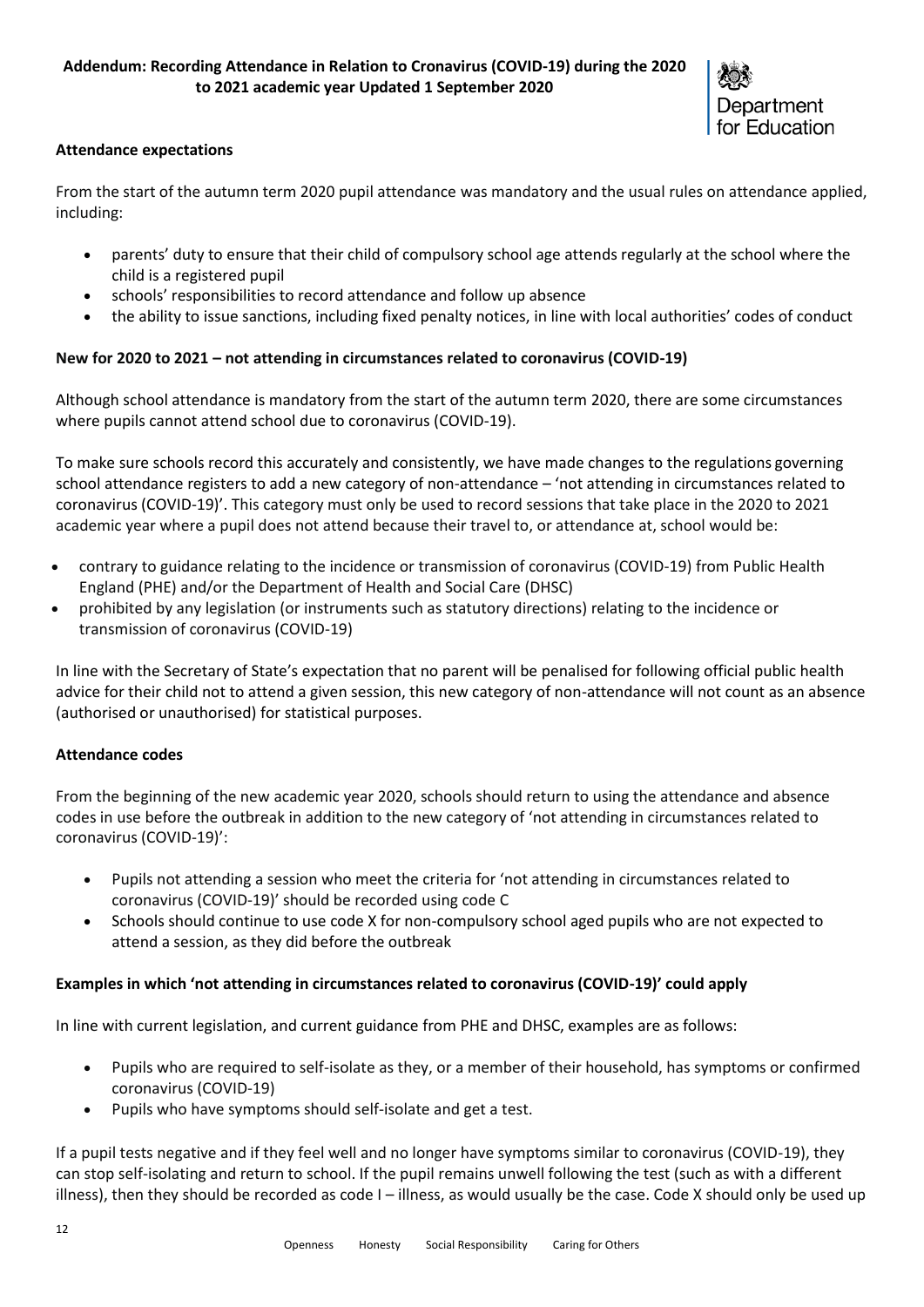**Addendum: Recording Attendance in Relation to Cronavirus (COVID-19) during the 2020 to 2021 academic year Updated 1 September 2020**

**Attendance expectations**

From the start of the autumn term 2020 pupil attendance was mandatory and the usual rules on attendance applied, including:

- parents' duty to ensure that their child of compulsory school age attends regularly at the school where the child is a registered pupil
- schools' responsibilities to record attendance and follow up absence
- the ability to issue sanctions, including fixed penalty notices, in line with local authorities' codes of conduct

**New for 2020 to 2021 – not attending in circumstances related to coronavirus (COVID-19)**

Although school attendance is mandatory from the start of the autumn term 2020, there are some circumstances where pupils cannot attend school due to coronavirus (COVID-19).

To make sure schools record this accurately and consistently, we have made changes to the regulations governing school attendance registers to add a new category of non-attendance – 'not attending in circumstances related to coronavirus (COVID-19)'. This category must only be used to record sessions that take place in the 2020 to 2021 academic year where a pupil does not attend because their travel to, or attendance at, school would be:

- contrary to guidance relating to the incidence or transmission of coronavirus (COVID-19) from Public Health England (PHE) and/or the Department of Health and Social Care (DHSC)
- prohibited by any legislation (or instruments such as statutory directions) relating to the incidence or transmission of coronavirus (COVID-19)

In line with the Secretary of State's expectation that no parent will be penalised for following official public health advice for their child not to attend a given session, this new category of non-attendance will not count as an absence (authorised or unauthorised) for statistical purposes.

**Attendance codes**

From the beginning of the new academic year 2020, schools should return to using the attendance and absence codes in use before the outbreak in addition to the new category of 'not attending in circumstances related to coronavirus (COVID-19)':

- Pupils not attending a session who meet the criteria for 'not attending in circumstances related to coronavirus (COVID-19)' should be recorded using code C
- Schools should continue to use code X for non-compulsory school aged pupils who are not expected to attend a session, as they did before the outbreak

**Examples in which 'not attending in circumstances related to coronavirus (COVID-19)' could apply**

In line with current legislation, and current guidance from PHE and DHSC, examples are as follows:

- Pupils who are required to self-isolate as they, or a member of their household, has symptoms or confirmed coronavirus (COVID-19)
- Pupils who have symptoms should self-isolate and get a test.

If a pupil tests negative and if they feel well and no longer have symptoms similar to coronavirus (COVID-19), they can stop self-isolating and return to school. If the pupil remains unwell following the test (such as with a different illness), then they should be recorded as code I – illness, as would usually be the case. Code X should only be used up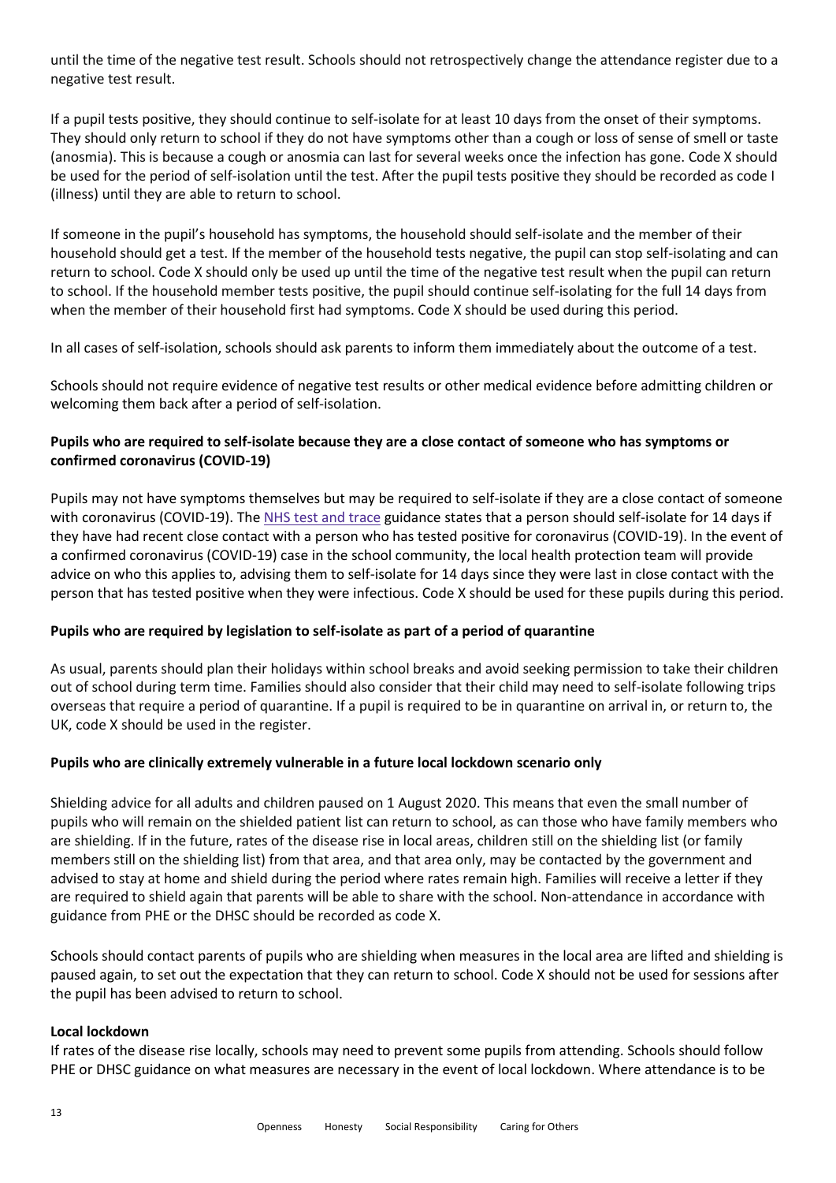until the time of the negative test result. Schools should not retrospectively change the attendance register due to a negative test result.

If a pupil tests positive, they should continue to self-isolate for at least 10 days from the onset of their symptoms. They should only return to school if they do not have symptoms other than a cough or loss of sense of smell or taste (anosmia). This is because a cough or anosmia can last for several weeks once the infection has gone. Code X should be used for the period of self-isolation until the test. After the pupil tests positive they should be recorded as code I (illness) until they are able to return to school.

If someone in the pupil's household has symptoms, the household should self-isolate and the member of their household should get a test. If the member of the household tests negative, the pupil can stop self-isolating and can return to school. Code X should only be used up until the time of the negative test result when the pupil can return to school. If the household member tests positive, the pupil should continue self-isolating for the full 14 days from when the member of their household first had symptoms. Code X should be used during this period.

In all cases of self-isolation, schools should ask parents to inform them immediately about the outcome of a test.

Schools should not require evidence of negative test results or other medical evidence before admitting children or welcoming them back after a period of self-isolation.

**Pupils who are required to self-isolate because they are a close contact of someone who has symptoms or confirmed coronavirus (COVID-19)**

Pupils may not have symptoms themselves but may be required to self-isolate if they are a close contact of someone with coronavirus (COVID-19). The NHS test and trace guidance states that a person should self-isolate for 14 days if they have had recent close contact with a person who has tested positive for coronavirus (COVID-19). In the event of a confirmed coronavirus (COVID-19) case in the school community, the local health protection team will provide advice on who this applies to, advising them to self-isolate for 14 days since they were last in close contact with the person that has tested positive when they were infectious. Code X should be used for these pupils during this period.

**Pupils who are required by legislation to self-isolate as part of a period of quarantine**

As usual, parents should plan their holidays within school breaks and avoid seeking permission to take their children out of school during term time. Families should also consider that their child may need to self-isolate following trips overseas that require a period of quarantine. If a pupil is required to be in quarantine on arrival in, or return to, the UK, code X should be used in the register.

**Pupils who are clinically extremely vulnerable in a future local lockdown scenario only**

Shielding advice for all adults and children paused on 1 August 2020. This means that even the small number of pupils who will remain on the shielded patient list can return to school, as can those who have family members who are shielding. If in the future, rates of the disease rise in local areas, children still on the shielding list (or family members still on the shielding list) from that area, and that area only, may be contacted by the government and advised to stay at home and shield during the period where rates remain high. Families will receive a letter if they are required to shield again that parents will be able to share with the school. Non-attendance in accordance with guidance from PHE or the DHSC should be recorded as code X.

Schools should contact parents of pupils who are shielding when measures in the local area are lifted and shielding is paused again, to set out the expectation that they can return to school. Code X should not be used for sessions after the pupil has been advised to return to school.

**Local lockdown**

If rates of the disease rise locally, schools may need to prevent some pupils from attending. Schools should follow PHE or DHSC guidance on what measures are necessary in the event of local lockdown. Where attendance is to be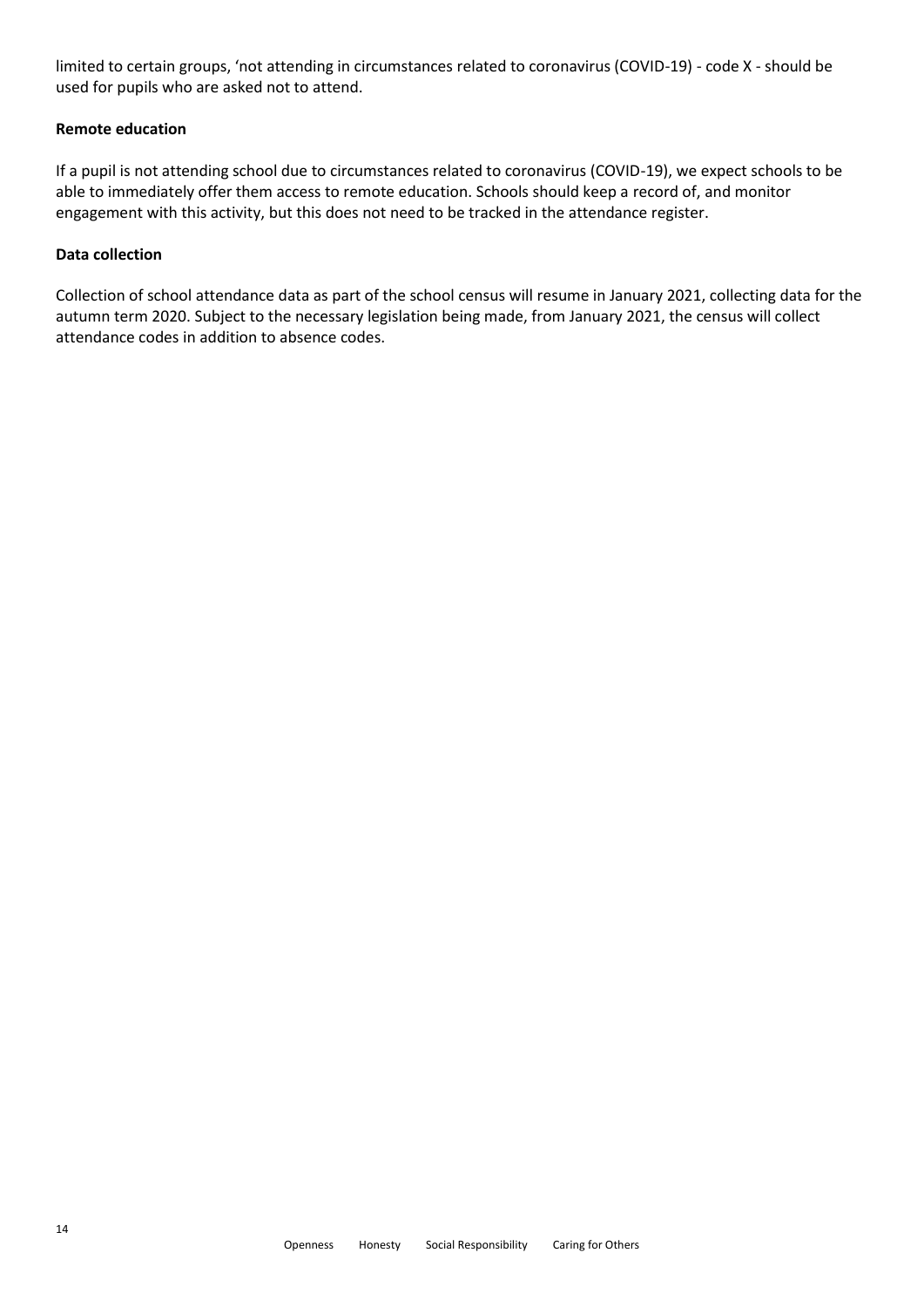limited to certain groups, 'not attending in circumstances related to coronavirus (COVID-19) - code X - should be used for pupils who are asked not to attend.

**Remote education**

If a pupil is not attending school due to circumstances related to coronavirus (COVID-19), we expect schools to be able to immediately offer them access to remote education. Schools should keep a record of, and monitor engagement with this activity, but this does not need to be tracked in the attendance register.

**Data collection**

Collection of school attendance data as part of the school census will resume in January 2021, collecting data for the autumn term 2020. Subject to the necessary legislation being made, from January 2021, the census will collect attendance codes in addition to absence codes.